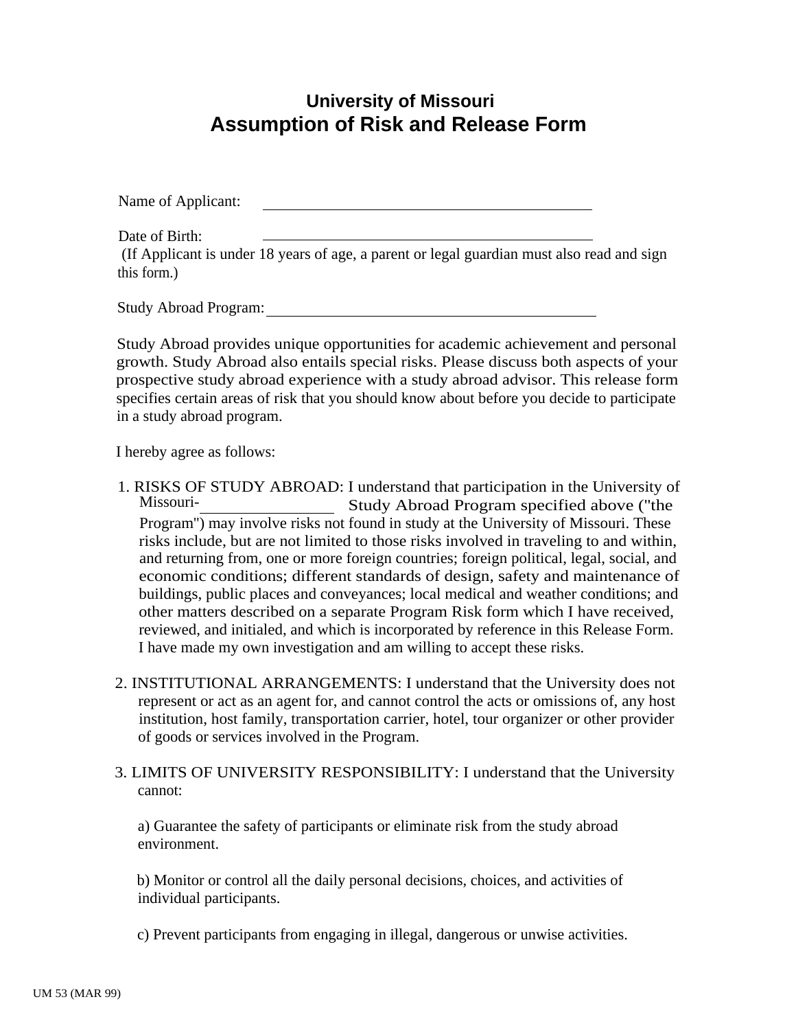# University of Missouri
# Assumption of Risk and Release Form

Name of Applicant: ___________________________________________

Date of Birth: ___________________________________________

(If Applicant is under 18 years of age, a parent or legal guardian must also read and sign this form.)

Study Abroad Program: ___________________________________________

Study Abroad provides unique opportunities for academic achievement and personal growth. Study Abroad also entails special risks. Please discuss both aspects of your prospective study abroad experience with a study abroad advisor. This release form specifies certain areas of risk that you should know about before you decide to participate in a study abroad program.

I hereby agree as follows:

1. RISKS OF STUDY ABROAD: I understand that participation in the University of Missouri-_________________ Study Abroad Program specified above ("the Program") may involve risks not found in study at the University of Missouri. These risks include, but are not limited to those risks involved in traveling to and within, and returning from, one or more foreign countries; foreign political, legal, social, and economic conditions; different standards of design, safety and maintenance of buildings, public places and conveyances; local medical and weather conditions; and other matters described on a separate Program Risk form which I have received, reviewed, and initialed, and which is incorporated by reference in this Release Form. I have made my own investigation and am willing to accept these risks.

2. INSTITUTIONAL ARRANGEMENTS: I understand that the University does not represent or act as an agent for, and cannot control the acts or omissions of, any host institution, host family, transportation carrier, hotel, tour organizer or other provider of goods or services involved in the Program.

3. LIMITS OF UNIVERSITY RESPONSIBILITY: I understand that the University cannot:

   a) Guarantee the safety of participants or eliminate risk from the study abroad environment.

   b) Monitor or control all the daily personal decisions, choices, and activities of individual participants.

   c) Prevent participants from engaging in illegal, dangerous or unwise activities.

UM 53 (MAR 99)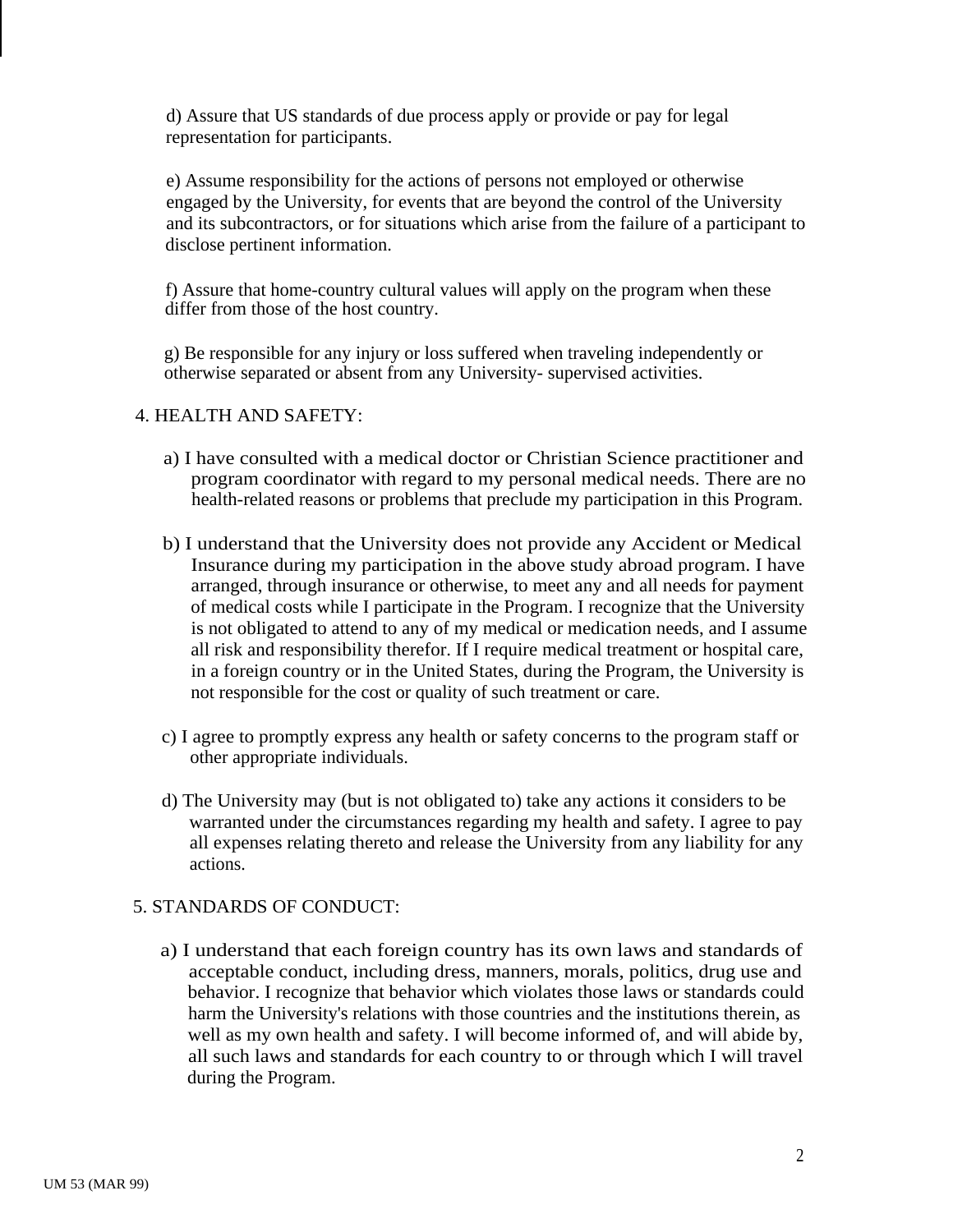d) Assure that US standards of due process apply or provide or pay for legal representation for participants.

e) Assume responsibility for the actions of persons not employed or otherwise engaged by the University, for events that are beyond the control of the University and its subcontractors, or for situations which arise from the failure of a participant to disclose pertinent information.

f) Assure that home-country cultural values will apply on the program when these differ from those of the host country.

g) Be responsible for any injury or loss suffered when traveling independently or otherwise separated or absent from any University- supervised activities.

4. HEALTH AND SAFETY:

a) I have consulted with a medical doctor or Christian Science practitioner and program coordinator with regard to my personal medical needs. There are no health-related reasons or problems that preclude my participation in this Program.

b) I understand that the University does not provide any Accident or Medical Insurance during my participation in the above study abroad program. I have arranged, through insurance or otherwise, to meet any and all needs for payment of medical costs while I participate in the Program. I recognize that the University is not obligated to attend to any of my medical or medication needs, and I assume all risk and responsibility therefor. If I require medical treatment or hospital care, in a foreign country or in the United States, during the Program, the University is not responsible for the cost or quality of such treatment or care.

c) I agree to promptly express any health or safety concerns to the program staff or other appropriate individuals.

d) The University may (but is not obligated to) take any actions it considers to be warranted under the circumstances regarding my health and safety. I agree to pay all expenses relating thereto and release the University from any liability for any actions.

5. STANDARDS OF CONDUCT:

a) I understand that each foreign country has its own laws and standards of acceptable conduct, including dress, manners, morals, politics, drug use and behavior. I recognize that behavior which violates those laws or standards could harm the University's relations with those countries and the institutions therein, as well as my own health and safety. I will become informed of, and will abide by, all such laws and standards for each country to or through which I will travel during the Program.

UM 53 (MAR 99)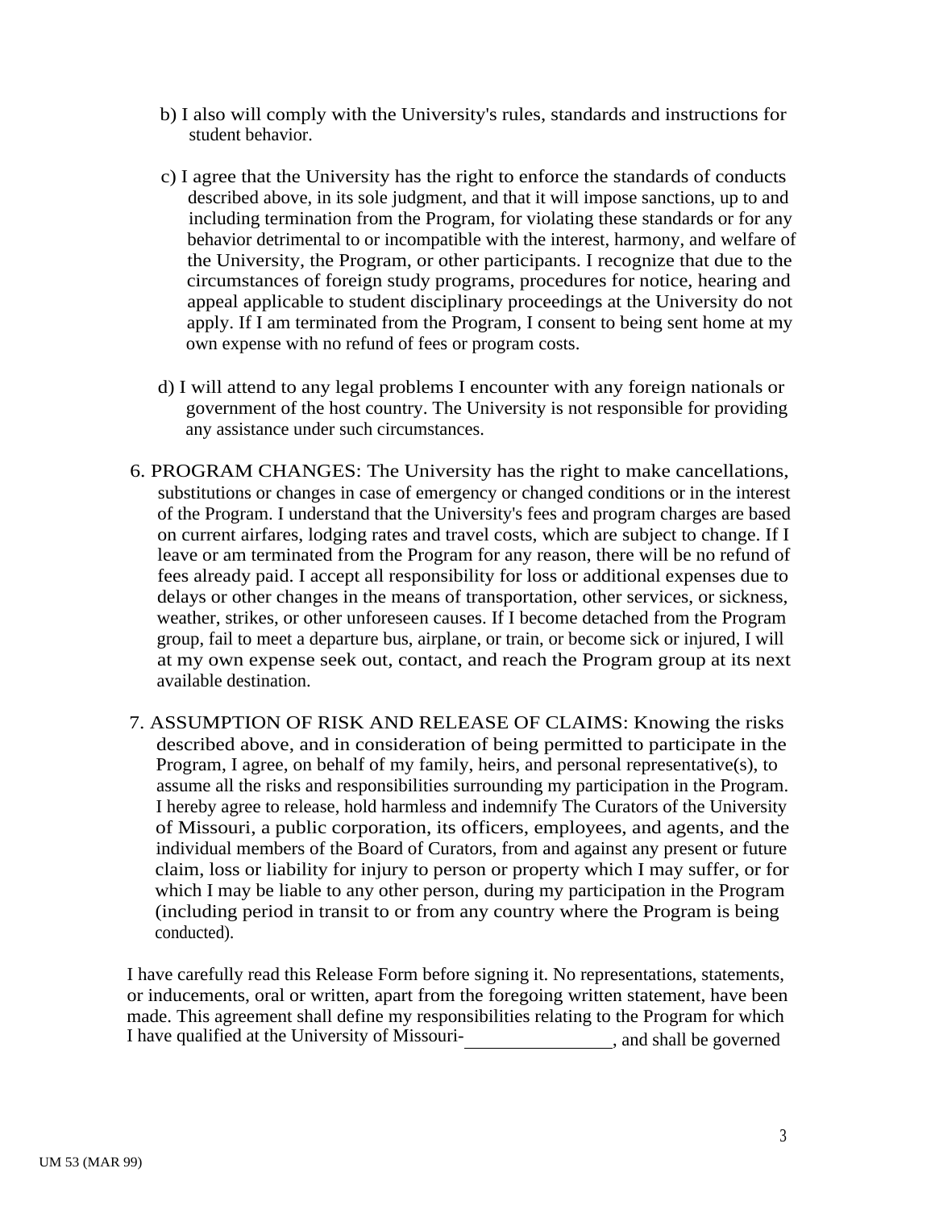b) I also will comply with the University's rules, standards and instructions for student behavior.

c) I agree that the University has the right to enforce the standards of conducts described above, in its sole judgment, and that it will impose sanctions, up to and including termination from the Program, for violating these standards or for any behavior detrimental to or incompatible with the interest, harmony, and welfare of the University, the Program, or other participants. I recognize that due to the circumstances of foreign study programs, procedures for notice, hearing and appeal applicable to student disciplinary proceedings at the University do not apply. If I am terminated from the Program, I consent to being sent home at my own expense with no refund of fees or program costs.

d) I will attend to any legal problems I encounter with any foreign nationals or government of the host country. The University is not responsible for providing any assistance under such circumstances.

6. PROGRAM CHANGES: The University has the right to make cancellations, substitutions or changes in case of emergency or changed conditions or in the interest of the Program. I understand that the University's fees and program charges are based on current airfares, lodging rates and travel costs, which are subject to change. If I leave or am terminated from the Program for any reason, there will be no refund of fees already paid. I accept all responsibility for loss or additional expenses due to delays or other changes in the means of transportation, other services, or sickness, weather, strikes, or other unforeseen causes. If I become detached from the Program group, fail to meet a departure bus, airplane, or train, or become sick or injured, I will at my own expense seek out, contact, and reach the Program group at its next available destination.

7. ASSUMPTION OF RISK AND RELEASE OF CLAIMS: Knowing the risks described above, and in consideration of being permitted to participate in the Program, I agree, on behalf of my family, heirs, and personal representative(s), to assume all the risks and responsibilities surrounding my participation in the Program. I hereby agree to release, hold harmless and indemnify The Curators of the University of Missouri, a public corporation, its officers, employees, and agents, and the individual members of the Board of Curators, from and against any present or future claim, loss or liability for injury to person or property which I may suffer, or for which I may be liable to any other person, during my participation in the Program (including period in transit to or from any country where the Program is being conducted).

I have carefully read this Release Form before signing it. No representations, statements, or inducements, oral or written, apart from the foregoing written statement, have been made. This agreement shall define my responsibilities relating to the Program for which I have qualified at the University of Missouri-________________, and shall be governed

UM 53 (MAR 99)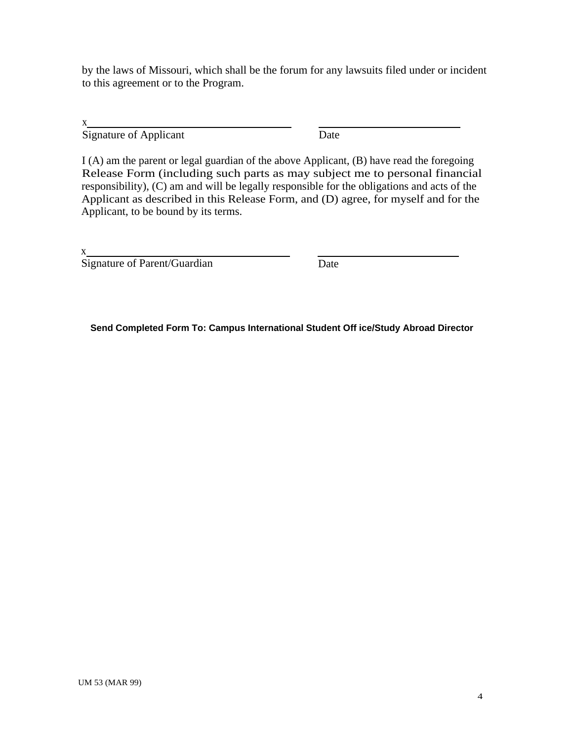by the laws of Missouri, which shall be the forum for any lawsuits filed under or incident to this agreement or to the Program.

x\_\_\_\_\_\_\_\_\_\_\_\_\_\_\_\_\_\_\_\_\_\_\_\_\_\_\_\_\_\_\_\_\_\_\_\_ \_\_\_\_\_\_\_\_\_\_\_\_\_\_\_\_\_\_\_\_\_\_\_\_\_\_

Signature of Applicant Date

I (A) am the parent or legal guardian of the above Applicant, (B) have read the foregoing Release Form (including such parts as may subject me to personal financial responsibility), (C) am and will be legally responsible for the obligations and acts of the Applicant as described in this Release Form, and (D) agree, for myself and for the Applicant, to be bound by its terms.

x\_\_\_\_\_\_\_\_\_\_\_\_\_\_\_\_\_\_\_\_\_\_\_\_\_\_\_\_\_\_\_\_\_\_\_\_ \_\_\_\_\_\_\_\_\_\_\_\_\_\_\_\_\_\_\_\_\_\_\_\_\_\_

Signature of Parent/Guardian Date

**Send Completed Form To: Campus International Student Off ice/Study Abroad Director**

UM 53 (MAR 99)